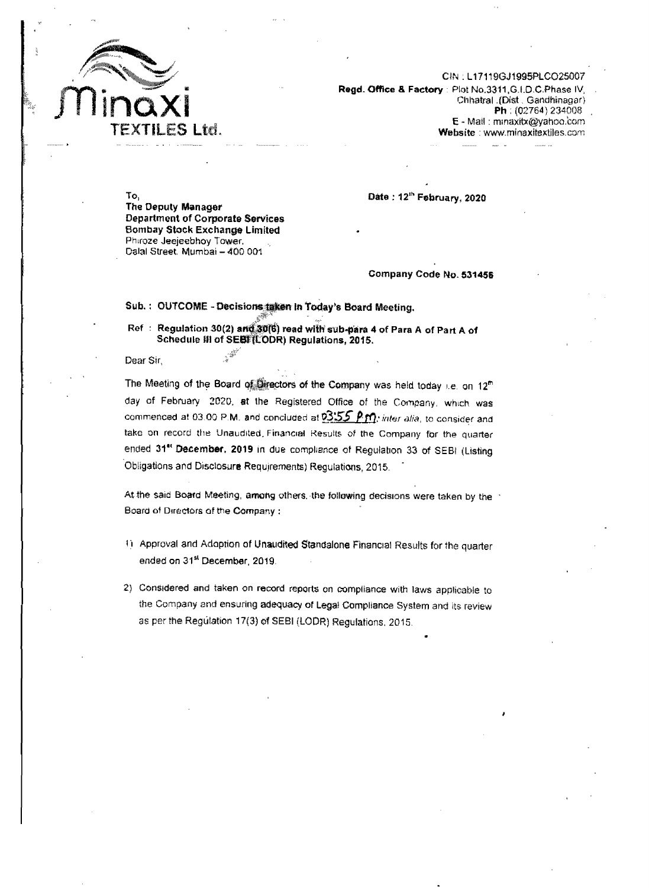# Minaxi TEXTILES Ltd.

CIN : L17119GJ1995PLCO25007
**Regd. Office & Factory** : Plot No.3311,G.I.D.C.Phase IV,
Chhatral .(Dist . Gandhinagar)
**Ph** : (02764) 234008
**E** - Mail : minaxitx@yahoo.com
**Website** : www.minaxitextiles.com

To,
**The Deputy Manager**
**Department of Corporate Services**
**Bombay Stock Exchange Limited**
Phiroze Jeejeebhoy Tower.
Dalal Street. Mumbai – 400 001

**Date : 12th February, 2020**

**Company Code No. 531456**

**Sub. : OUTCOME - Decisions taken in Today's Board Meeting.**

**Ref : Regulation 30(2) and 30(6) read with sub-para 4 of Para A of Part A of Schedule III of SEBI (LODR) Regulations, 2015.**

Dear Sir,

The Meeting of the Board of Directors of the Company was held today i.e. on 12th day of February 2020, at the Registered Office of the Company, which was commenced at 03.00 P.M. and concluded at 03:55 P.M; *inter alia*, to consider and take on record the Unaudited, Financial Results of the Company for the quarter ended **31st December, 2019** in due compliance of Regulation 33 of SEBI (Listing Obligations and Disclosure Requirements) Regulations, 2015.

At the said Board Meeting, among others, the following decisions were taken by the Board of Directors of the Company :

1) Approval and Adoption of Unaudited Standalone Financial Results for the quarter ended on 31st December, 2019.

2) Considered and taken on record reports on compliance with laws applicable to the Company and ensuring adequacy of Legal Compliance System and its review as per the Regulation 17(3) of SEBI (LODR) Regulations, 2015.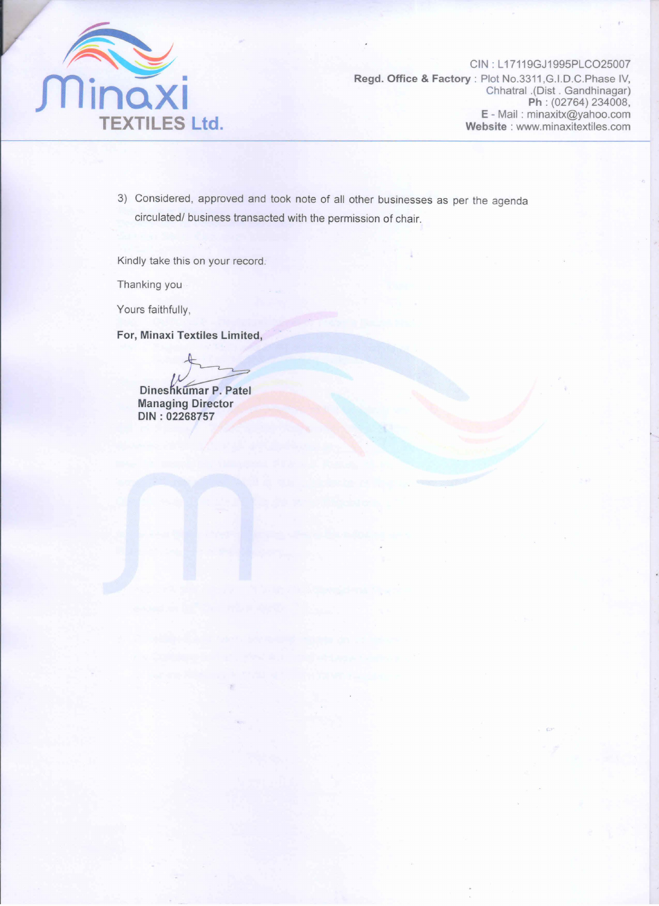Minaxi TEXTILES Ltd.

CIN : L17119GJ1995PLCO25007
**Regd. Office & Factory** : Plot No.3311,G.I.D.C.Phase IV,
Chhatral .(Dist . Gandhinagar)
**Ph** : (02764) 234008,
**E** - Mail : minaxitx@yahoo.com
**Website** : www.minaxitextiles.com

3) Considered, approved and took note of all other businesses as per the agenda circulated/ business transacted with the permission of chair.

Kindly take this on your record.

Thanking you

Yours faithfully,

**For, Minaxi Textiles Limited,**

**Dineshkumar P. Patel**
**Managing Director**
**DIN : 02268757**